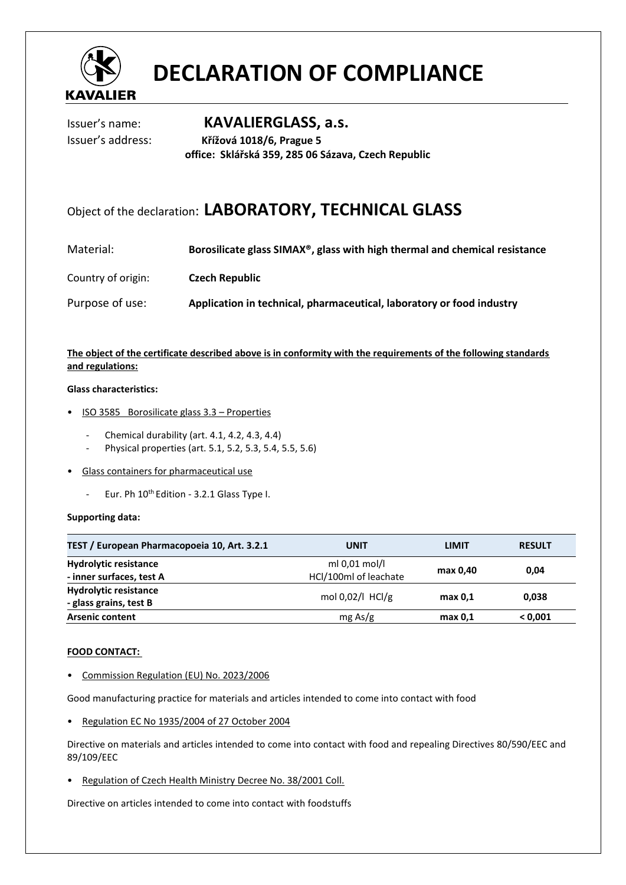# DECLARATION OF COMPLIANCE

Issuer's name: **KAVALIERGLASS, a.s.**

Issuer's address: **Křížová 1018/6, Prague 5**
**office: Sklářská 359, 285 06 Sázava, Czech Republic**

## Object of the declaration: LABORATORY, TECHNICAL GLASS

Material: **Borosilicate glass SIMAX®, glass with high thermal and chemical resistance**

Country of origin: **Czech Republic**

Purpose of use: **Application in technical, pharmaceutical, laboratory or food industry**

**The object of the certificate described above is in conformity with the requirements of the following standards and regulations:**

**Glass characteristics:**

- ISO 3585 Borosilicate glass 3.3 – Properties
  - Chemical durability (art. 4.1, 4.2, 4.3, 4.4)
  - Physical properties (art. 5.1, 5.2, 5.3, 5.4, 5.5, 5.6)
- Glass containers for pharmaceutical use
  - Eur. Ph 10th Edition - 3.2.1 Glass Type I.

**Supporting data:**

| TEST / European Pharmacopoeia 10, Art. 3.2.1 | UNIT | LIMIT | RESULT |
|---|---|---|---|
| **Hydrolytic resistance - inner surfaces, test A** | ml 0,01 mol/l HCl/100ml of leachate | **max 0,40** | **0,04** |
| **Hydrolytic resistance - glass grains, test B** | mol 0,02/l HCl/g | **max 0,1** | **0,038** |
| **Arsenic content** | mg As/g | **max 0,1** | **< 0,001** |

**FOOD CONTACT:**

- Commission Regulation (EU) No. 2023/2006

Good manufacturing practice for materials and articles intended to come into contact with food

- Regulation EC No 1935/2004 of 27 October 2004

Directive on materials and articles intended to come into contact with food and repealing Directives 80/590/EEC and 89/109/EEC

- Regulation of Czech Health Ministry Decree No. 38/2001 Coll.

Directive on articles intended to come into contact with foodstuffs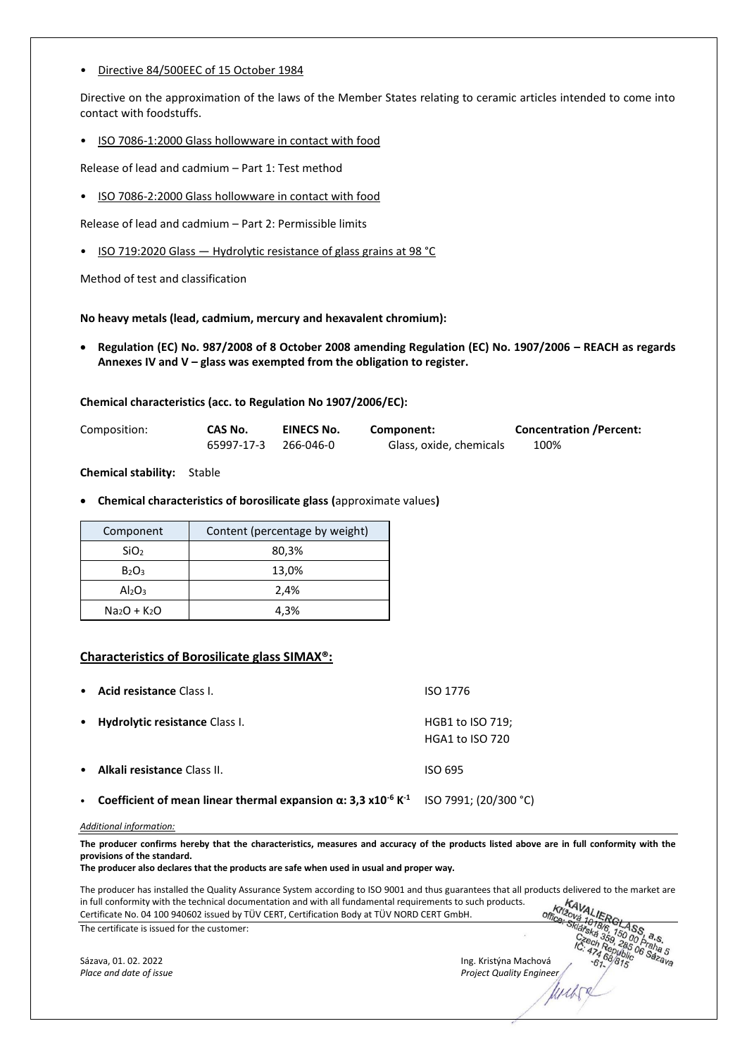- Directive 84/500EEC of 15 October 1984

Directive on the approximation of the laws of the Member States relating to ceramic articles intended to come into contact with foodstuffs.

- ISO 7086-1:2000 Glass hollowware in contact with food

Release of lead and cadmium – Part 1: Test method

- ISO 7086-2:2000 Glass hollowware in contact with food

Release of lead and cadmium – Part 2: Permissible limits

- ISO 719:2020 Glass — Hydrolytic resistance of glass grains at 98 °C

Method of test and classification

**No heavy metals (lead, cadmium, mercury and hexavalent chromium):**

- **Regulation (EC) No. 987/2008 of 8 October 2008 amending Regulation (EC) No. 1907/2006 – REACH as regards Annexes IV and V – glass was exempted from the obligation to register.**

**Chemical characteristics (acc. to Regulation No 1907/2006/EC):**

| Composition: | CAS No. | EINECS No. | Component: | Concentration /Percent: |
|---|---|---|---|---|
| | 65997-17-3 | 266-046-0 | Glass, oxide, chemicals | 100% |

**Chemical stability:** Stable

- **Chemical characteristics of borosilicate glass (**approximate values**)**

| Component | Content (percentage by weight) |
|---|---|
| $SiO_2$ | 80,3% |
| $B_2O_3$ | 13,0% |
| $Al_2O_3$ | 2,4% |
| $Na_2O + K_2O$ | 4,3% |

## Characteristics of Borosilicate glass SIMAX®:

- **Acid resistance** Class I. — ISO 1776
- **Hydrolytic resistance** Class I. — HGB1 to ISO 719; HGA1 to ISO 720
- **Alkali resistance** Class II. — ISO 695
- **Coefficient of mean linear thermal expansion α: 3,3 x10$^{-6}$ K$^{-1}$** — ISO 7991; (20/300 °C)

*Additional information:*

**The producer confirms hereby that the characteristics, measures and accuracy of the products listed above are in full conformity with the provisions of the standard.**
**The producer also declares that the products are safe when used in usual and proper way.**

The producer has installed the Quality Assurance System according to ISO 9001 and thus guarantees that all products delivered to the market are in full conformity with the technical documentation and with all fundamental requirements to such products.
Certificate No. 04 100 940602 issued by TÜV CERT, Certification Body at TÜV NORD CERT GmbH.

The certificate is issued for the customer:

KAVALIERGLASS, a.s.
Křížová 1018/6, 150 00 Praha 5
office: Sklářská 359, 285 06 Sázava
Czech Republic
IČ: 474 68/815
-61-

Sázava, 01. 02. 2022
*Place and date of issue*

Ing. Kristýna Machová
*Project Quality Engineer*